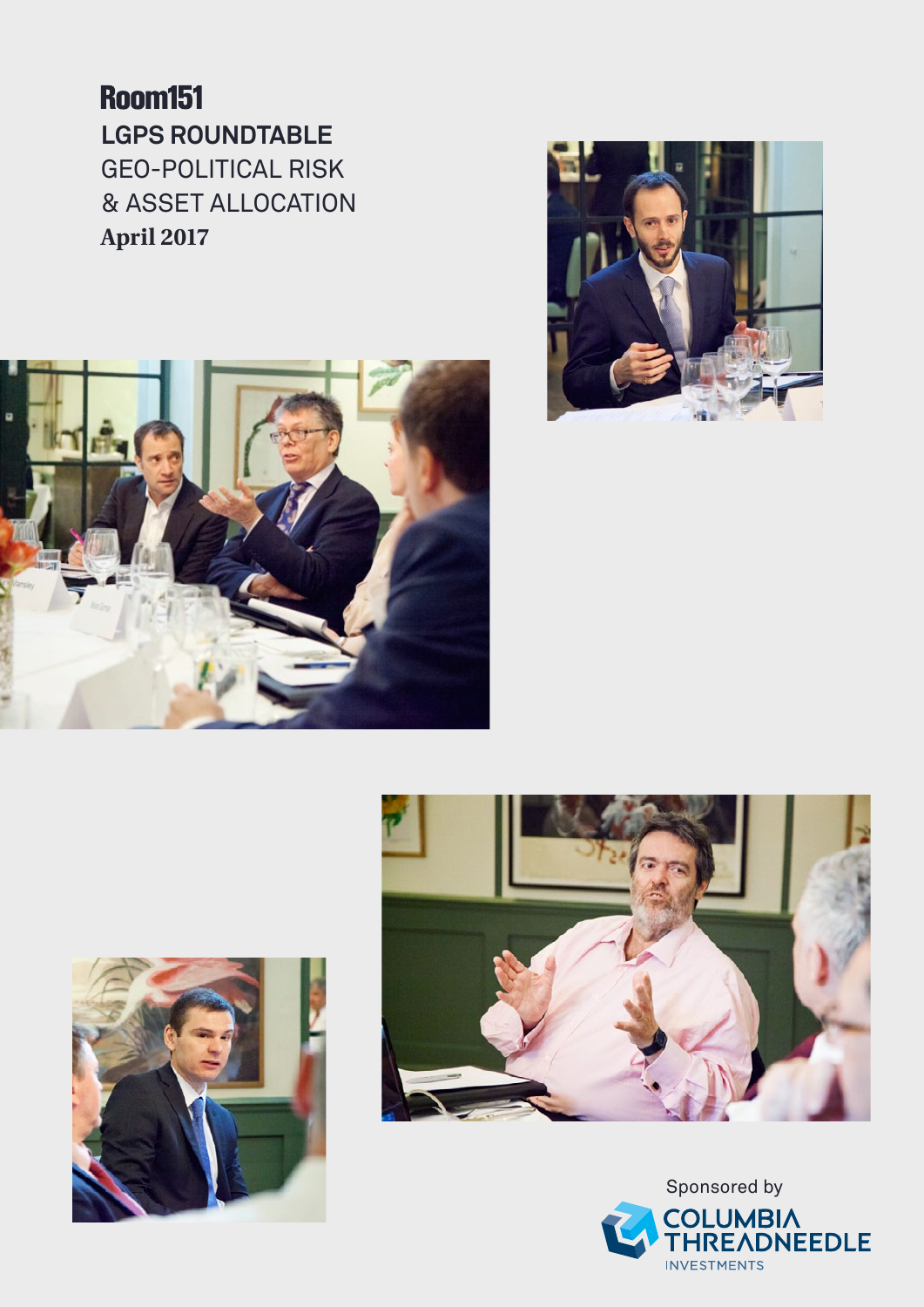Room151

# LGPS ROUNDTABLE

## GEO-POLITICAL RISK & ASSET ALLOCATION

**April 2017**

Sponsored by

COLUMBIA THREADNEEDLE INVESTMENTS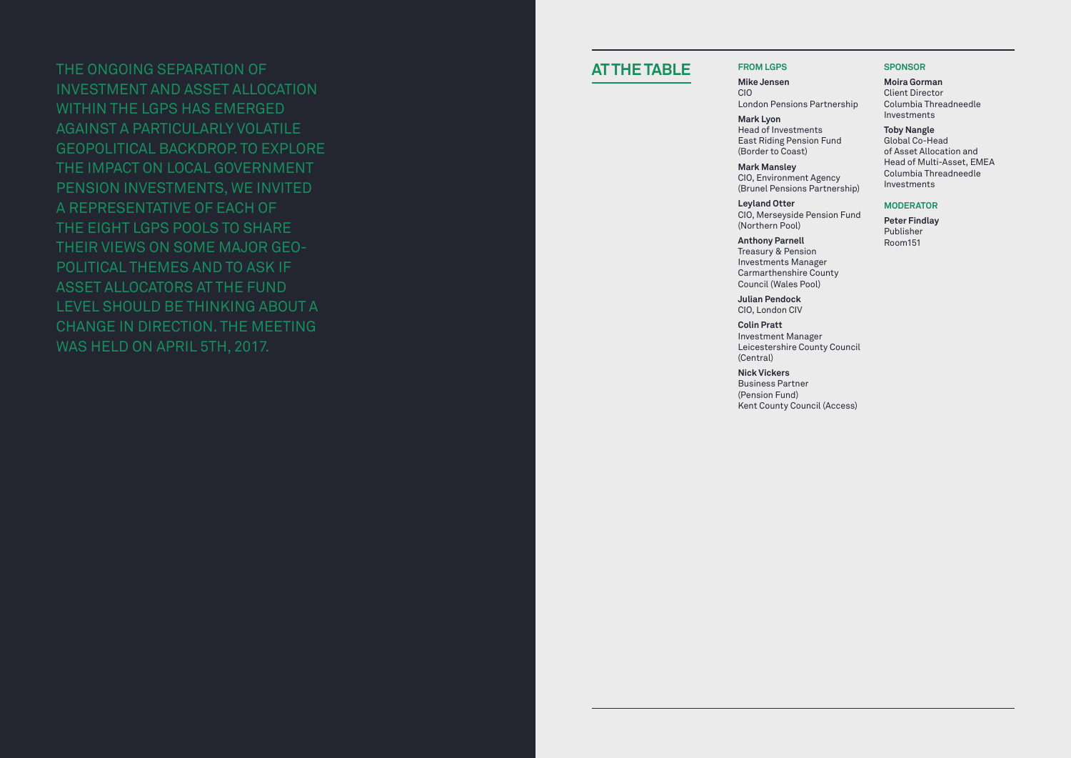THE ONGOING SEPARATION OF INVESTMENT AND ASSET ALLOCATION WITHIN THE LGPS HAS EMERGED AGAINST A PARTICULARLY VOLATILE GEOPOLITICAL BACKDROP. TO EXPLORE THE IMPACT ON LOCAL GOVERNMENT PENSION INVESTMENTS, WE INVITED A REPRESENTATIVE OF EACH OF THE EIGHT LGPS POOLS TO SHARE THEIR VIEWS ON SOME MAJOR GEO-POLITICAL THEMES AND TO ASK IF ASSET ALLOCATORS AT THE FUND LEVEL SHOULD BE THINKING ABOUT A CHANGE IN DIRECTION. THE MEETING WAS HELD ON APRIL 5TH, 2017.

## AT THE TABLE

### FROM LGPS

**Mike Jensen**
CIO
London Pensions Partnership

**Mark Lyon**
Head of Investments
East Riding Pension Fund
(Border to Coast)

**Mark Mansley**
CIO, Environment Agency
(Brunel Pensions Partnership)

**Leyland Otter**
CIO, Merseyside Pension Fund
(Northern Pool)

**Anthony Parnell**
Treasury & Pension Investments Manager
Carmarthenshire County Council (Wales Pool)

**Julian Pendock**
CIO, London CIV

**Colin Pratt**
Investment Manager
Leicestershire County Council (Central)

**Nick Vickers**
Business Partner
(Pension Fund)
Kent County Council (Access)

### SPONSOR

**Moira Gorman**
Client Director
Columbia Threadneedle Investments

**Toby Nangle**
Global Co-Head of Asset Allocation and Head of Multi-Asset, EMEA
Columbia Threadneedle Investments

### MODERATOR

**Peter Findlay**
Publisher
Room151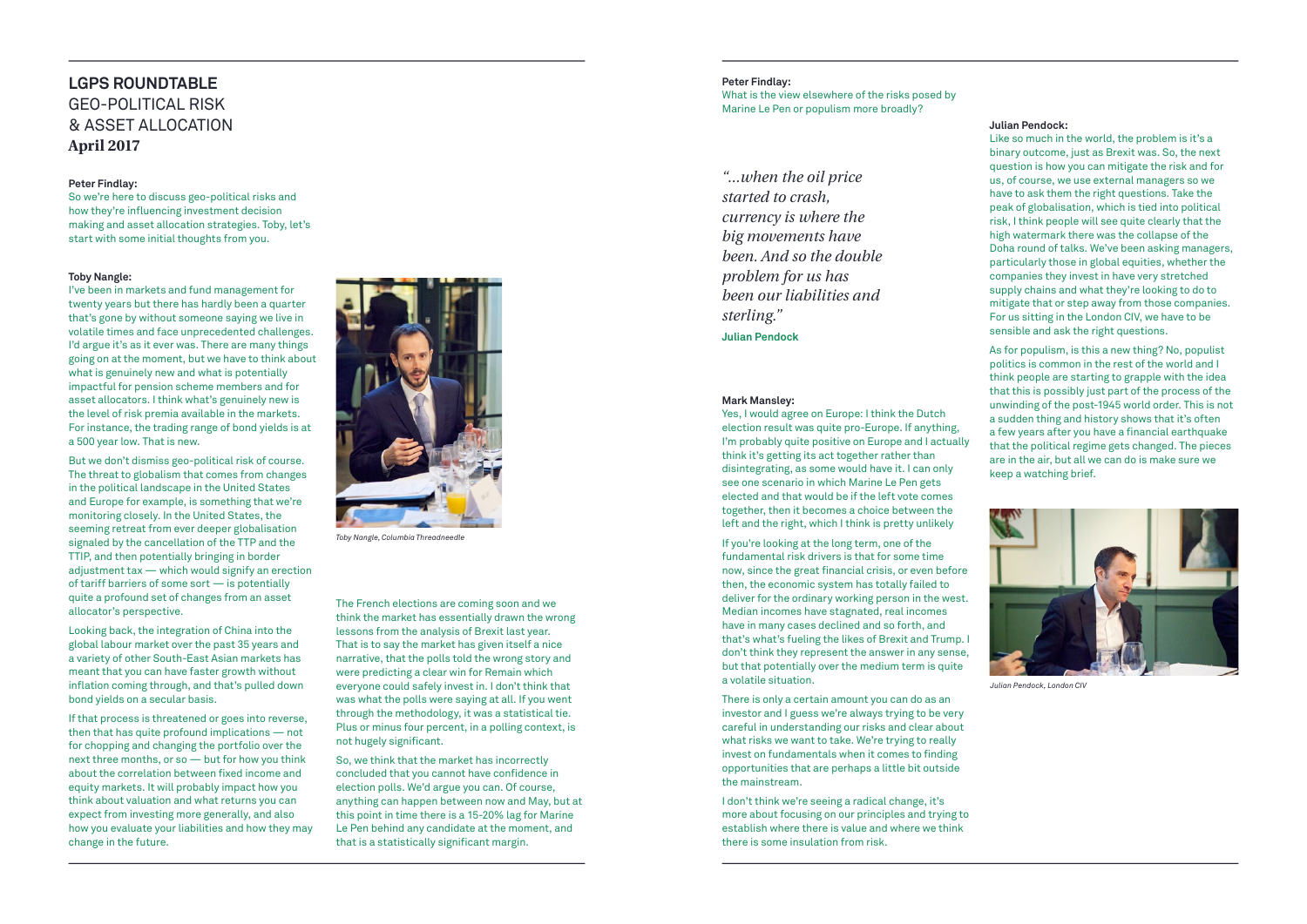# LGPS ROUNDTABLE
## GEO-POLITICAL RISK & ASSET ALLOCATION
**April 2017**

**Peter Findlay:**
So we're here to discuss geo-political risks and how they're influencing investment decision making and asset allocation strategies. Toby, let's start with some initial thoughts from you.

**Toby Nangle:**
I've been in markets and fund management for twenty years but there has hardly been a quarter that's gone by without someone saying we live in volatile times and face unprecedented challenges. I'd argue it's as it ever was. There are many things going on at the moment, but we have to think about what is genuinely new and what is potentially impactful for pension scheme members and for asset allocators. I think what's genuinely new is the level of risk premia available in the markets. For instance, the trading range of bond yields is at a 500 year low. That is new.

But we don't dismiss geo-political risk of course. The threat to globalism that comes from changes in the political landscape in the United States and Europe for example, is something that we're monitoring closely. In the United States, the seeming retreat from ever deeper globalisation signaled by the cancellation of the TTP and the TTIP, and then potentially bringing in border adjustment tax — which would signify an erection of tariff barriers of some sort — is potentially quite a profound set of changes from an asset allocator's perspective.

Looking back, the integration of China into the global labour market over the past 35 years and a variety of other South-East Asian markets has meant that you can have faster growth without inflation coming through, and that's pulled down bond yields on a secular basis.

If that process is threatened or goes into reverse, then that has quite profound implications — not for chopping and changing the portfolio over the next three months, or so — but for how you think about the correlation between fixed income and equity markets. It will probably impact how you think about valuation and what returns you can expect from investing more generally, and also how you evaluate your liabilities and how they may change in the future.

*Toby Nangle, Columbia Threadneedle*

The French elections are coming soon and we think the market has essentially drawn the wrong lessons from the analysis of Brexit last year. That is to say the market has given itself a nice narrative, that the polls told the wrong story and were predicting a clear win for Remain which everyone could safely invest in. I don't think that was what the polls were saying at all. If you went through the methodology, it was a statistical tie. Plus or minus four percent, in a polling context, is not hugely significant.

So, we think that the market has incorrectly concluded that you cannot have confidence in election polls. We'd argue you can. Of course, anything can happen between now and May, but at this point in time there is a 15-20% lag for Marine Le Pen behind any candidate at the moment, and that is a statistically significant margin.

**Peter Findlay:**
What is the view elsewhere of the risks posed by Marine Le Pen or populism more broadly?

> *"...when the oil price started to crash, currency is where the big movements have been. And so the double problem for us has been our liabilities and sterling."*
> **Julian Pendock**

**Mark Mansley:**
Yes, I would agree on Europe: I think the Dutch election result was quite pro-Europe. If anything, I'm probably quite positive on Europe and I actually think it's getting its act together rather than disintegrating, as some would have it. I can only see one scenario in which Marine Le Pen gets elected and that would be if the left vote comes together, then it becomes a choice between the left and the right, which I think is pretty unlikely

If you're looking at the long term, one of the fundamental risk drivers is that for some time now, since the great financial crisis, or even before then, the economic system has totally failed to deliver for the ordinary working person in the west. Median incomes have stagnated, real incomes have in many cases declined and so forth, and that's what's fueling the likes of Brexit and Trump. I don't think they represent the answer in any sense, but that potentially over the medium term is quite a volatile situation.

There is only a certain amount you can do as an investor and I guess we're always trying to be very careful in understanding our risks and clear about what risks we want to take. We're trying to really invest on fundamentals when it comes to finding opportunities that are perhaps a little bit outside the mainstream.

I don't think we're seeing a radical change, it's more about focusing on our principles and trying to establish where there is value and where we think there is some insulation from risk.

**Julian Pendock:**
Like so much in the world, the problem is it's a binary outcome, just as Brexit was. So, the next question is how you can mitigate the risk and for us, of course, we use external managers so we have to ask them the right questions. Take the peak of globalisation, which is tied into political risk, I think people will see quite clearly that the high watermark there was the collapse of the Doha round of talks. We've been asking managers, particularly those in global equities, whether the companies they invest in have very stretched supply chains and what they're looking to do to mitigate that or step away from those companies. For us sitting in the London CIV, we have to be sensible and ask the right questions.

As for populism, is this a new thing? No, populist politics is common in the rest of the world and I think people are starting to grapple with the idea that this is possibly just part of the process of the unwinding of the post-1945 world order. This is not a sudden thing and history shows that it's often a few years after you have a financial earthquake that the political regime gets changed. The pieces are in the air, but all we can do is make sure we keep a watching brief.

*Julian Pendock, London CIV*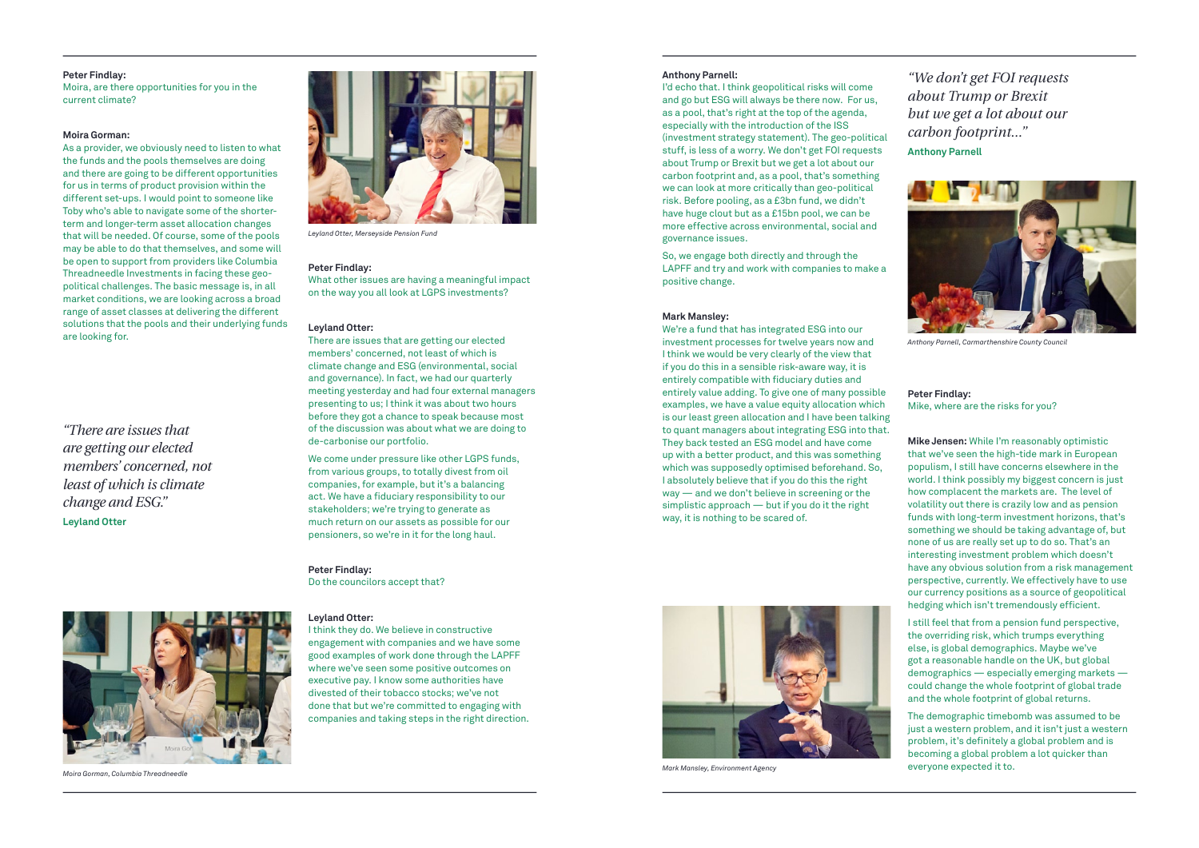**Peter Findlay:**
Moira, are there opportunities for you in the current climate?

**Moira Gorman:**
As a provider, we obviously need to listen to what the funds and the pools themselves are doing and there are going to be different opportunities for us in terms of product provision within the different set-ups. I would point to someone like Toby who's able to navigate some of the shorter-term and longer-term asset allocation changes that will be needed. Of course, some of the pools may be able to do that themselves, and some will be open to support from providers like Columbia Threadneedle Investments in facing these geo-political challenges. The basic message is, in all market conditions, we are looking across a broad range of asset classes at delivering the different solutions that the pools and their underlying funds are looking for.

*"There are issues that are getting our elected members' concerned, not least of which is climate change and ESG."*
**Leyland Otter**

Moira Gorman, Columbia Threadneedle

Leyland Otter, Merseyside Pension Fund

**Peter Findlay:**
What other issues are having a meaningful impact on the way you all look at LGPS investments?

**Leyland Otter:**
There are issues that are getting our elected members' concerned, not least of which is climate change and ESG (environmental, social and governance). In fact, we had our quarterly meeting yesterday and had four external managers presenting to us; I think it was about two hours before they got a chance to speak because most of the discussion was about what we are doing to de-carbonise our portfolio.

We come under pressure like other LGPS funds, from various groups, to totally divest from oil companies, for example, but it's a balancing act. We have a fiduciary responsibility to our stakeholders; we're trying to generate as much return on our assets as possible for our pensioners, so we're in it for the long haul.

**Peter Findlay:**
Do the councilors accept that?

**Leyland Otter:**
I think they do. We believe in constructive engagement with companies and we have some good examples of work done through the LAPFF where we've seen some positive outcomes on executive pay. I know some authorities have divested of their tobacco stocks; we've not done that but we're committed to engaging with companies and taking steps in the right direction.

**Anthony Parnell:**
I'd echo that. I think geopolitical risks will come and go but ESG will always be there now. For us, as a pool, that's right at the top of the agenda, especially with the introduction of the ISS (investment strategy statement). The geo-political stuff, is less of a worry. We don't get FOI requests about Trump or Brexit but we get a lot about our carbon footprint and, as a pool, that's something we can look at more critically than geo-political risk. Before pooling, as a £3bn fund, we didn't have huge clout but as a £15bn pool, we can be more effective across environmental, social and governance issues.

So, we engage both directly and through the LAPFF and try and work with companies to make a positive change.

**Mark Mansley:**
We're a fund that has integrated ESG into our investment processes for twelve years now and I think we would be very clearly of the view that if you do this in a sensible risk-aware way, it is entirely compatible with fiduciary duties and entirely value adding. To give one of many possible examples, we have a value equity allocation which is our least green allocation and I have been talking to quant managers about integrating ESG into that. They back tested an ESG model and have come up with a better product, and this was something which was supposedly optimised beforehand. So, I absolutely believe that if you do this the right way — and we don't believe in screening or the simplistic approach — but if you do it the right way, it is nothing to be scared of.

Mark Mansley, Environment Agency

*"We don't get FOI requests about Trump or Brexit but we get a lot about our carbon footprint..."*
**Anthony Parnell**

Anthony Parnell, Carmarthenshire County Council

**Peter Findlay:**
Mike, where are the risks for you?

**Mike Jensen:** While I'm reasonably optimistic that we've seen the high-tide mark in European populism, I still have concerns elsewhere in the world. I think possibly my biggest concern is just how complacent the markets are. The level of volatility out there is crazily low and as pension funds with long-term investment horizons, that's something we should be taking advantage of, but none of us are really set up to do so. That's an interesting investment problem which doesn't have any obvious solution from a risk management perspective, currently. We effectively have to use our currency positions as a source of geopolitical hedging which isn't tremendously efficient.

I still feel that from a pension fund perspective, the overriding risk, which trumps everything else, is global demographics. Maybe we've got a reasonable handle on the UK, but global demographics — especially emerging markets — could change the whole footprint of global trade and the whole footprint of global returns.

The demographic timebomb was assumed to be just a western problem, and it isn't just a western problem, it's definitely a global problem and is becoming a global problem a lot quicker than everyone expected it to.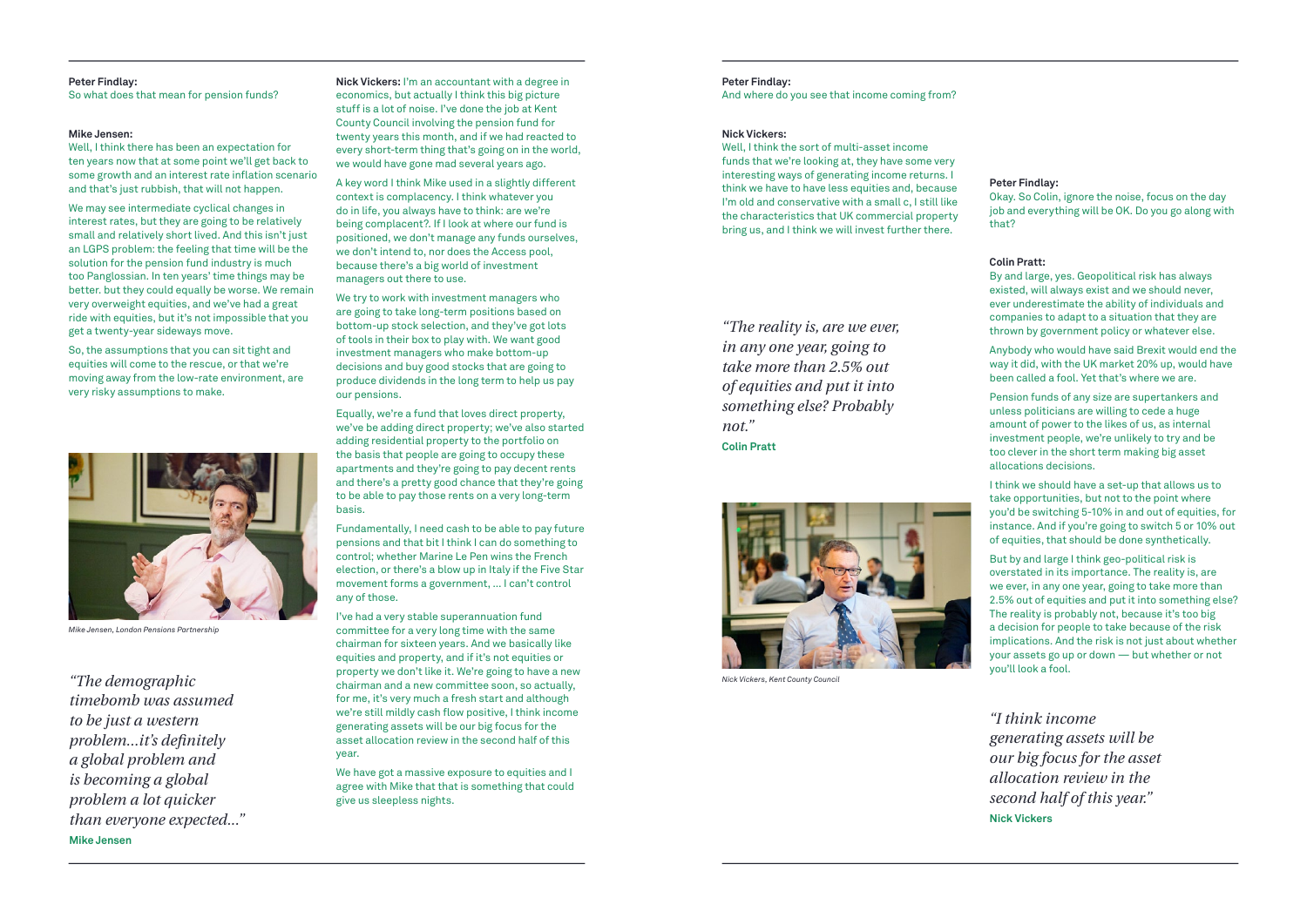**Peter Findlay:**
So what does that mean for pension funds?

**Mike Jensen:**
Well, I think there has been an expectation for ten years now that at some point we'll get back to some growth and an interest rate inflation scenario and that's just rubbish, that will not happen.

We may see intermediate cyclical changes in interest rates, but they are going to be relatively small and relatively short lived. And this isn't just an LGPS problem: the feeling that time will be the solution for the pension fund industry is much too Panglossian. In ten years' time things may be better. but they could equally be worse. We remain very overweight equities, and we've had a great ride with equities, but it's not impossible that you get a twenty-year sideways move.

So, the assumptions that you can sit tight and equities will come to the rescue, or that we're moving away from the low-rate environment, are very risky assumptions to make.

*Mike Jensen, London Pensions Partnership*

> *"The demographic timebomb was assumed to be just a western problem…it's definitely a global problem and is becoming a global problem a lot quicker than everyone expected…"*
> **Mike Jensen**

**Nick Vickers:** I'm an accountant with a degree in economics, but actually I think this big picture stuff is a lot of noise. I've done the job at Kent County Council involving the pension fund for twenty years this month, and if we had reacted to every short-term thing that's going on in the world, we would have gone mad several years ago.

A key word I think Mike used in a slightly different context is complacency. I think whatever you do in life, you always have to think: are we're being complacent?. If I look at where our fund is positioned, we don't manage any funds ourselves, we don't intend to, nor does the Access pool, because there's a big world of investment managers out there to use.

We try to work with investment managers who are going to take long-term positions based on bottom-up stock selection, and they've got lots of tools in their box to play with. We want good investment managers who make bottom-up decisions and buy good stocks that are going to produce dividends in the long term to help us pay our pensions.

Equally, we're a fund that loves direct property, we've be adding direct property; we've also started adding residential property to the portfolio on the basis that people are going to occupy these apartments and they're going to pay decent rents and there's a pretty good chance that they're going to be able to pay those rents on a very long-term basis.

Fundamentally, I need cash to be able to pay future pensions and that bit I think I can do something to control; whether Marine Le Pen wins the French election, or there's a blow up in Italy if the Five Star movement forms a government, … I can't control any of those.

I've had a very stable superannuation fund committee for a very long time with the same chairman for sixteen years. And we basically like equities and property, and if it's not equities or property we don't like it. We're going to have a new chairman and a new committee soon, so actually, for me, it's very much a fresh start and although we're still mildly cash flow positive, I think income generating assets will be our big focus for the asset allocation review in the second half of this year.

We have got a massive exposure to equities and I agree with Mike that that is something that could give us sleepless nights.

**Peter Findlay:**
And where do you see that income coming from?

**Nick Vickers:**
Well, I think the sort of multi-asset income funds that we're looking at, they have some very interesting ways of generating income returns. I think we have to have less equities and, because I'm old and conservative with a small c, I still like the characteristics that UK commercial property bring us, and I think we will invest further there.

> *"The reality is, are we ever, in any one year, going to take more than 2.5% out of equities and put it into something else? Probably not."*
> **Colin Pratt**

*Nick Vickers, Kent County Council*

**Peter Findlay:**
Okay. So Colin, ignore the noise, focus on the day job and everything will be OK. Do you go along with that?

**Colin Pratt:**
By and large, yes. Geopolitical risk has always existed, will always exist and we should never, ever underestimate the ability of individuals and companies to adapt to a situation that they are thrown by government policy or whatever else.

Anybody who would have said Brexit would end the way it did, with the UK market 20% up, would have been called a fool. Yet that's where we are.

Pension funds of any size are supertankers and unless politicians are willing to cede a huge amount of power to the likes of us, as internal investment people, we're unlikely to try and be too clever in the short term making big asset allocations decisions.

I think we should have a set-up that allows us to take opportunities, but not to the point where you'd be switching 5-10% in and out of equities, for instance. And if you're going to switch 5 or 10% out of equities, that should be done synthetically.

But by and large I think geo-political risk is overstated in its importance. The reality is, are we ever, in any one year, going to take more than 2.5% out of equities and put it into something else? The reality is probably not, because it's too big a decision for people to take because of the risk implications. And the risk is not just about whether your assets go up or down — but whether or not you'll look a fool.

> *"I think income generating assets will be our big focus for the asset allocation review in the second half of this year."*
> **Nick Vickers**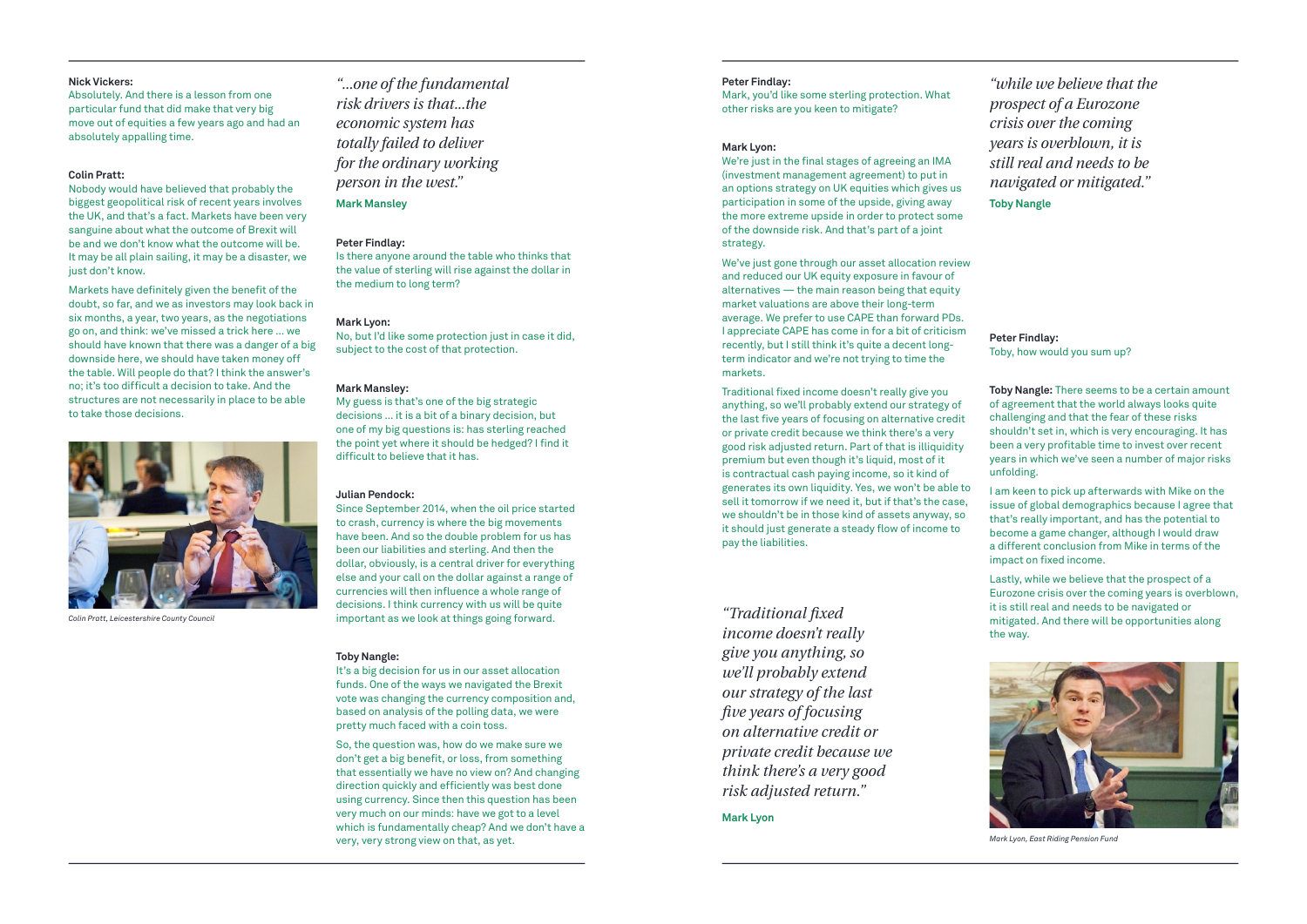**Nick Vickers:**
Absolutely. And there is a lesson from one particular fund that did make that very big move out of equities a few years ago and had an absolutely appalling time.

**Colin Pratt:**
Nobody would have believed that probably the biggest geopolitical risk of recent years involves the UK, and that's a fact. Markets have been very sanguine about what the outcome of Brexit will be and we don't know what the outcome will be. It may be all plain sailing, it may be a disaster, we just don't know.

Markets have definitely given the benefit of the doubt, so far, and we as investors may look back in six months, a year, two years, as the negotiations go on, and think: we've missed a trick here ... we should have known that there was a danger of a big downside here, we should have taken money off the table. Will people do that? I think the answer's no; it's too difficult a decision to take. And the structures are not necessarily in place to be able to take those decisions.

*Colin Pratt, Leicestershire County Council*

*"...one of the fundamental risk drivers is that...the economic system has totally failed to deliver for the ordinary working person in the west."*

**Mark Mansley**

**Peter Findlay:**
Is there anyone around the table who thinks that the value of sterling will rise against the dollar in the medium to long term?

**Mark Lyon:**
No, but I'd like some protection just in case it did, subject to the cost of that protection.

**Mark Mansley:**
My guess is that's one of the big strategic decisions ... it is a bit of a binary decision, but one of my big questions is: has sterling reached the point yet where it should be hedged? I find it difficult to believe that it has.

**Julian Pendock:**
Since September 2014, when the oil price started to crash, currency is where the big movements have been. And so the double problem for us has been our liabilities and sterling. And then the dollar, obviously, is a central driver for everything else and your call on the dollar against a range of currencies will then influence a whole range of decisions. I think currency with us will be quite important as we look at things going forward.

**Toby Nangle:**
It's a big decision for us in our asset allocation funds. One of the ways we navigated the Brexit vote was changing the currency composition and, based on analysis of the polling data, we were pretty much faced with a coin toss.

So, the question was, how do we make sure we don't get a big benefit, or loss, from something that essentially we have no view on? And changing direction quickly and efficiently was best done using currency. Since then this question has been very much on our minds: have we got to a level which is fundamentally cheap? And we don't have a very, very strong view on that, as yet.

**Peter Findlay:**
Mark, you'd like some sterling protection. What other risks are you keen to mitigate?

**Mark Lyon:**
We're just in the final stages of agreeing an IMA (investment management agreement) to put in an options strategy on UK equities which gives us participation in some of the upside, giving away the more extreme upside in order to protect some of the downside risk. And that's part of a joint strategy.

We've just gone through our asset allocation review and reduced our UK equity exposure in favour of alternatives — the main reason being that equity market valuations are above their long-term average. We prefer to use CAPE than forward PDs. I appreciate CAPE has come in for a bit of criticism recently, but I still think it's quite a decent long-term indicator and we're not trying to time the markets.

Traditional fixed income doesn't really give you anything, so we'll probably extend our strategy of the last five years of focusing on alternative credit or private credit because we think there's a very good risk adjusted return. Part of that is illiquidity premium but even though it's liquid, most of it is contractual cash paying income, so it kind of generates its own liquidity. Yes, we won't be able to sell it tomorrow if we need it, but if that's the case, we shouldn't be in those kind of assets anyway, so it should just generate a steady flow of income to pay the liabilities.

*"Traditional fixed income doesn't really give you anything, so we'll probably extend our strategy of the last five years of focusing on alternative credit or private credit because we think there's a very good risk adjusted return."*

**Mark Lyon**

*"while we believe that the prospect of a Eurozone crisis over the coming years is overblown, it is still real and needs to be navigated or mitigated."*

**Toby Nangle**

**Peter Findlay:**
Toby, how would you sum up?

**Toby Nangle:** There seems to be a certain amount of agreement that the world always looks quite challenging and that the fear of these risks shouldn't set in, which is very encouraging. It has been a very profitable time to invest over recent years in which we've seen a number of major risks unfolding.

I am keen to pick up afterwards with Mike on the issue of global demographics because I agree that that's really important, and has the potential to become a game changer, although I would draw a different conclusion from Mike in terms of the impact on fixed income.

Lastly, while we believe that the prospect of a Eurozone crisis over the coming years is overblown, it is still real and needs to be navigated or mitigated. And there will be opportunities along the way.

*Mark Lyon, East Riding Pension Fund*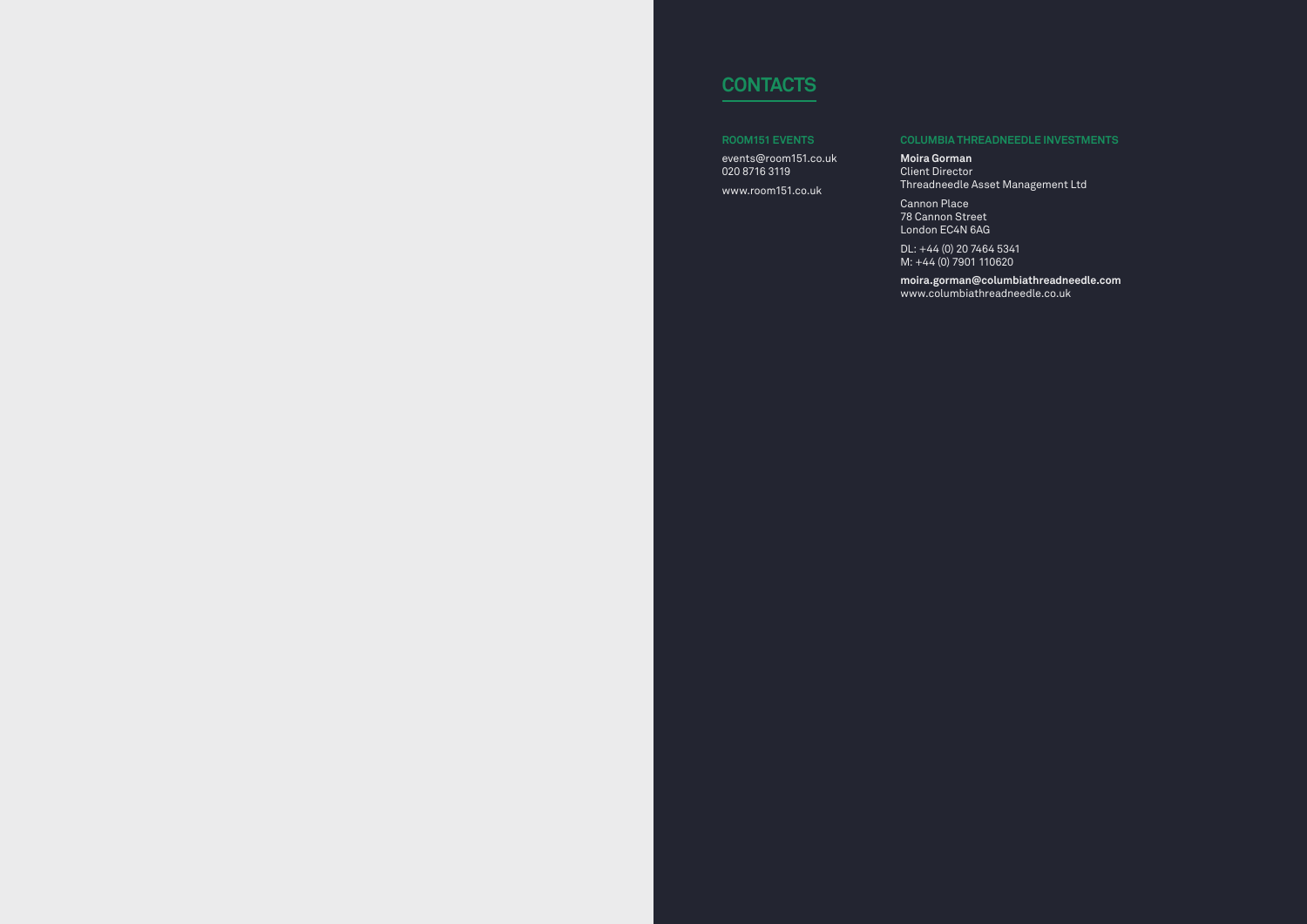# CONTACTS

### ROOM151 EVENTS

events@room151.co.uk
020 8716 3119

www.room151.co.uk

### COLUMBIA THREADNEEDLE INVESTMENTS

**Moira Gorman**
Client Director
Threadneedle Asset Management Ltd

Cannon Place
78 Cannon Street
London EC4N 6AG

DL: +44 (0) 20 7464 5341
M: +44 (0) 7901 110620

**moira.gorman@columbiathreadneedle.com**
www.columbiathreadneedle.co.uk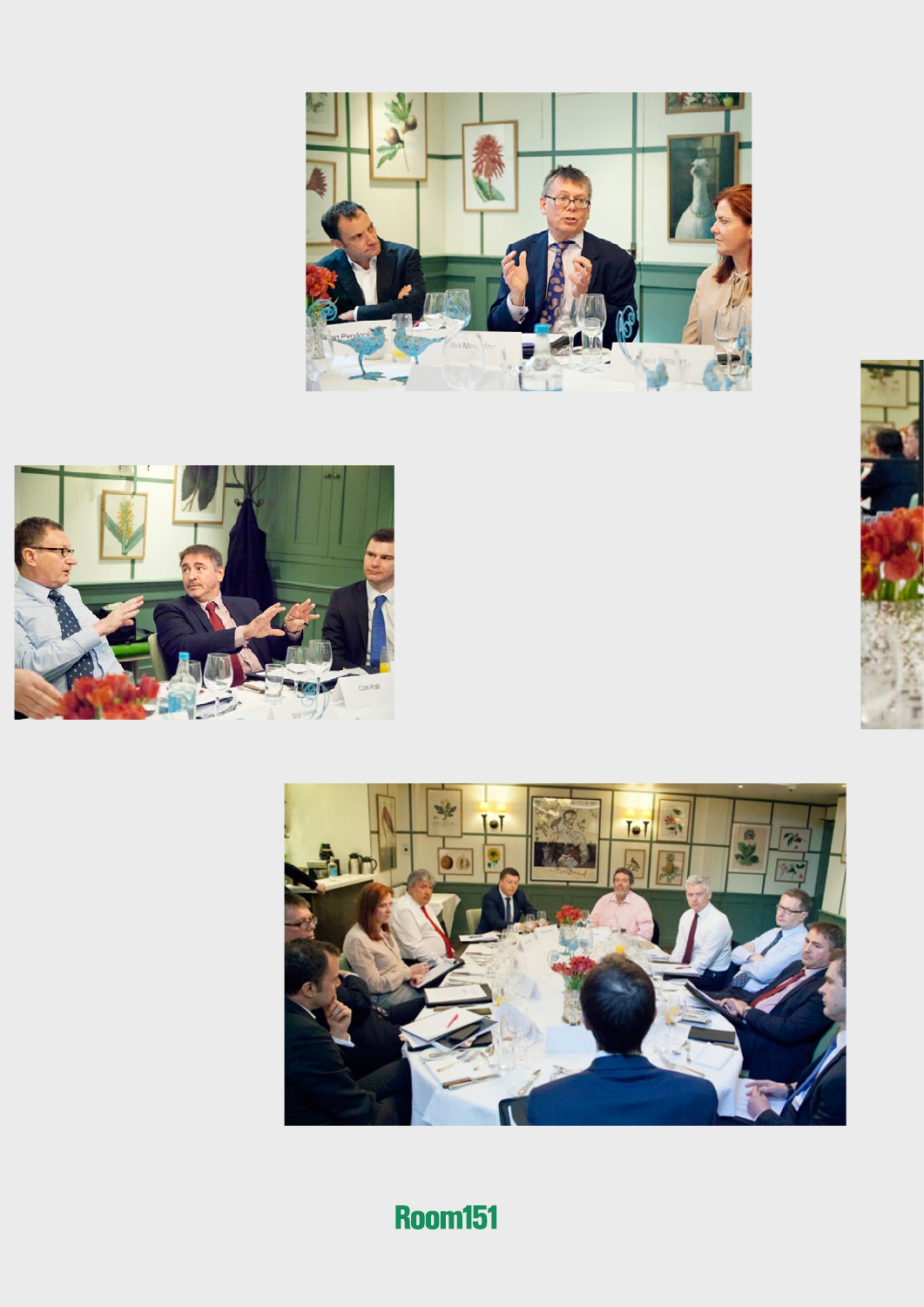Room151